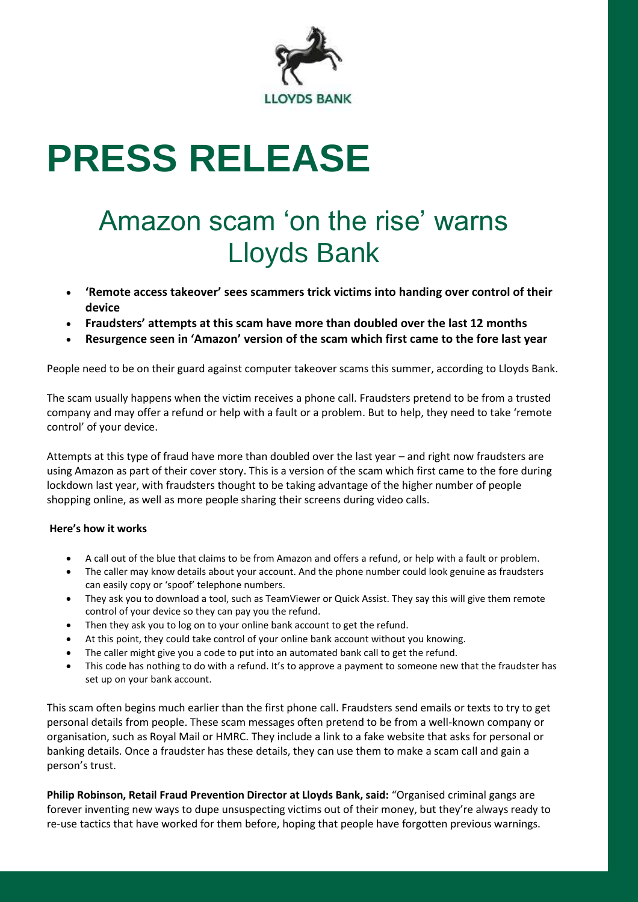LLOYDS BANK

# PRESS RELEASE

## Amazon scam 'on the rise' warns Lloyds Bank

- **'Remote access takeover' sees scammers trick victims into handing over control of their device**
- **Fraudsters' attempts at this scam have more than doubled over the last 12 months**
- **Resurgence seen in 'Amazon' version of the scam which first came to the fore last year**

People need to be on their guard against computer takeover scams this summer, according to Lloyds Bank.

The scam usually happens when the victim receives a phone call. Fraudsters pretend to be from a trusted company and may offer a refund or help with a fault or a problem. But to help, they need to take 'remote control' of your device.

Attempts at this type of fraud have more than doubled over the last year – and right now fraudsters are using Amazon as part of their cover story. This is a version of the scam which first came to the fore during lockdown last year, with fraudsters thought to be taking advantage of the higher number of people shopping online, as well as more people sharing their screens during video calls.

**Here's how it works**

- A call out of the blue that claims to be from Amazon and offers a refund, or help with a fault or problem.
- The caller may know details about your account. And the phone number could look genuine as fraudsters can easily copy or 'spoof' telephone numbers.
- They ask you to download a tool, such as TeamViewer or Quick Assist. They say this will give them remote control of your device so they can pay you the refund.
- Then they ask you to log on to your online bank account to get the refund.
- At this point, they could take control of your online bank account without you knowing.
- The caller might give you a code to put into an automated bank call to get the refund.
- This code has nothing to do with a refund. It's to approve a payment to someone new that the fraudster has set up on your bank account.

This scam often begins much earlier than the first phone call. Fraudsters send emails or texts to try to get personal details from people. These scam messages often pretend to be from a well-known company or organisation, such as Royal Mail or HMRC. They include a link to a fake website that asks for personal or banking details. Once a fraudster has these details, they can use them to make a scam call and gain a person's trust.

**Philip Robinson, Retail Fraud Prevention Director at Lloyds Bank, said:** "Organised criminal gangs are forever inventing new ways to dupe unsuspecting victims out of their money, but they're always ready to re-use tactics that have worked for them before, hoping that people have forgotten previous warnings.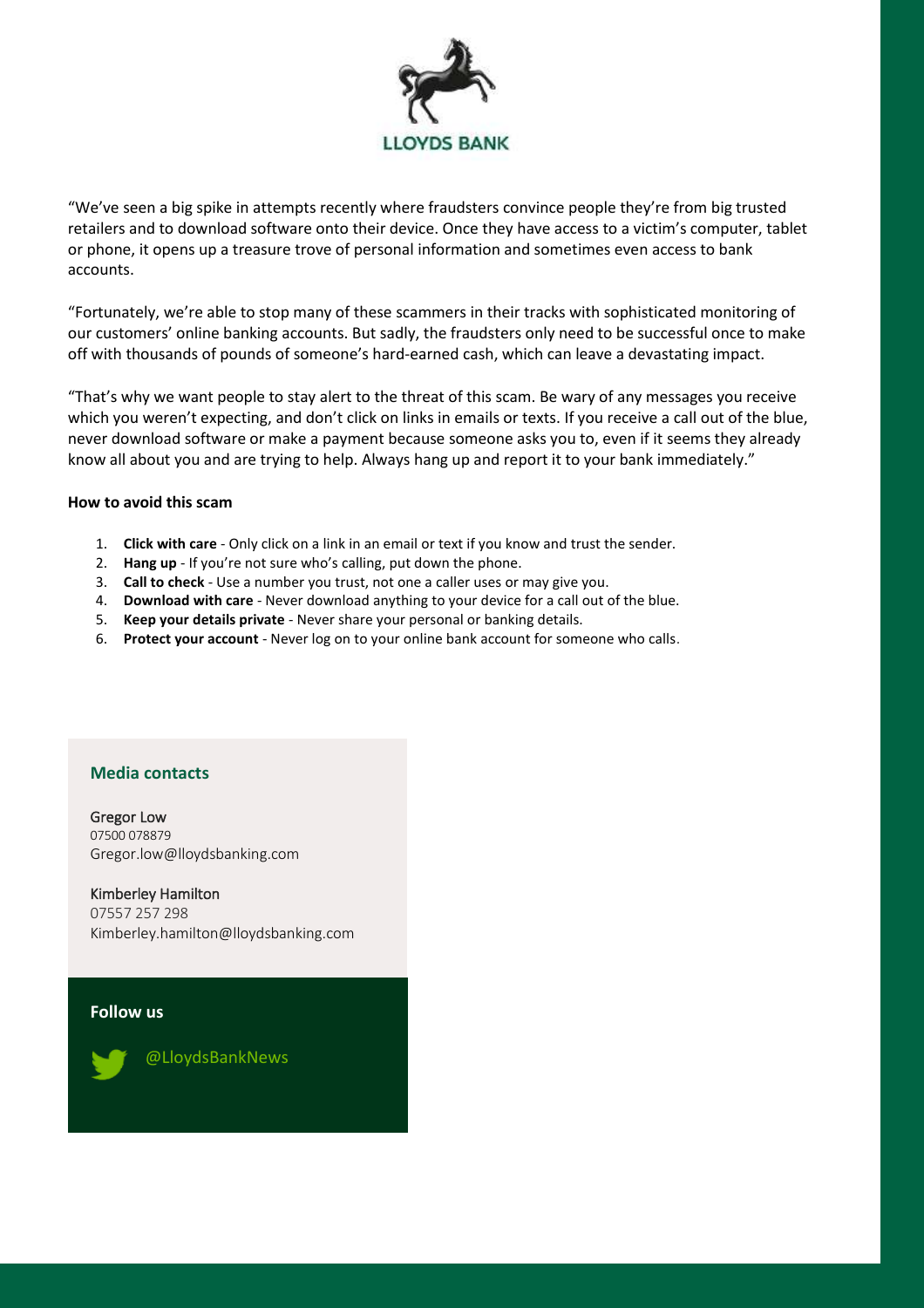LLOYDS BANK

“We’ve seen a big spike in attempts recently where fraudsters convince people they’re from big trusted retailers and to download software onto their device. Once they have access to a victim’s computer, tablet or phone, it opens up a treasure trove of personal information and sometimes even access to bank accounts.

“Fortunately, we’re able to stop many of these scammers in their tracks with sophisticated monitoring of our customers’ online banking accounts. But sadly, the fraudsters only need to be successful once to make off with thousands of pounds of someone’s hard-earned cash, which can leave a devastating impact.

“That’s why we want people to stay alert to the threat of this scam. Be wary of any messages you receive which you weren’t expecting, and don’t click on links in emails or texts. If you receive a call out of the blue, never download software or make a payment because someone asks you to, even if it seems they already know all about you and are trying to help. Always hang up and report it to your bank immediately.”

**How to avoid this scam**

1. **Click with care** - Only click on a link in an email or text if you know and trust the sender.
2. **Hang up** - If you’re not sure who’s calling, put down the phone.
3. **Call to check** - Use a number you trust, not one a caller uses or may give you.
4. **Download with care** - Never download anything to your device for a call out of the blue.
5. **Keep your details private** - Never share your personal or banking details.
6. **Protect your account** - Never log on to your online bank account for someone who calls.

## Media contacts

Gregor Low
07500 078879
Gregor.low@lloydsbanking.com

Kimberley Hamilton
07557 257 298
Kimberley.hamilton@lloydsbanking.com

## Follow us

@LloydsBankNews